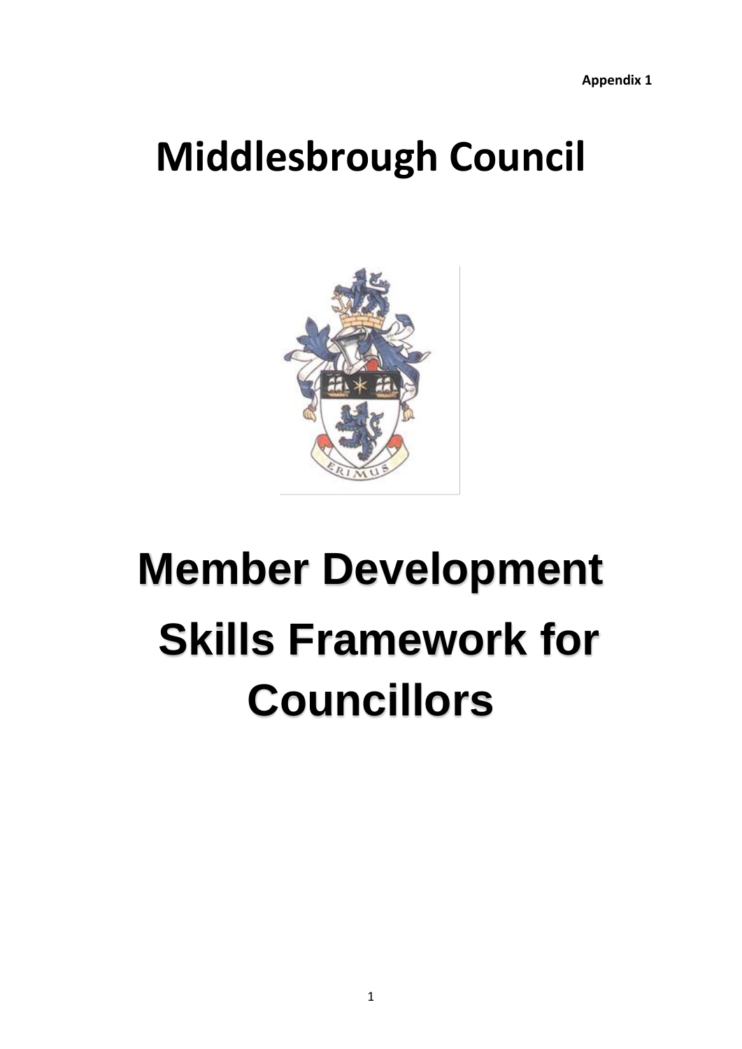**Appendix 1**

# Middlesbrough Council

# Member Development Skills Framework for Councillors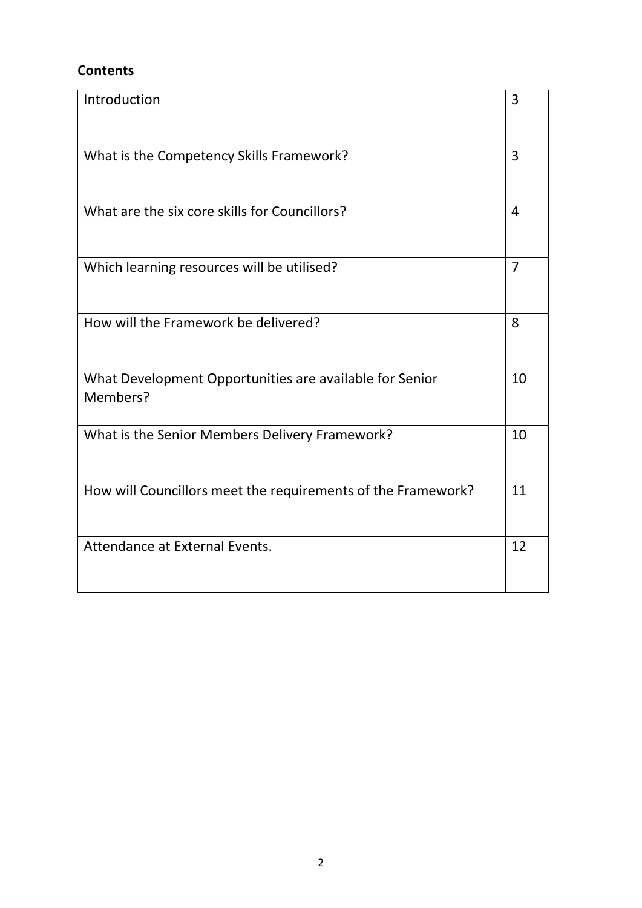**Contents**

| | |
|---|---|
| Introduction | 3 |
| What is the Competency Skills Framework? | 3 |
| What are the six core skills for Councillors? | 4 |
| Which learning resources will be utilised? | 7 |
| How will the Framework be delivered? | 8 |
| What Development Opportunities are available for Senior Members? | 10 |
| What is the Senior Members Delivery Framework? | 10 |
| How will Councillors meet the requirements of the Framework? | 11 |
| Attendance at External Events. | 12 |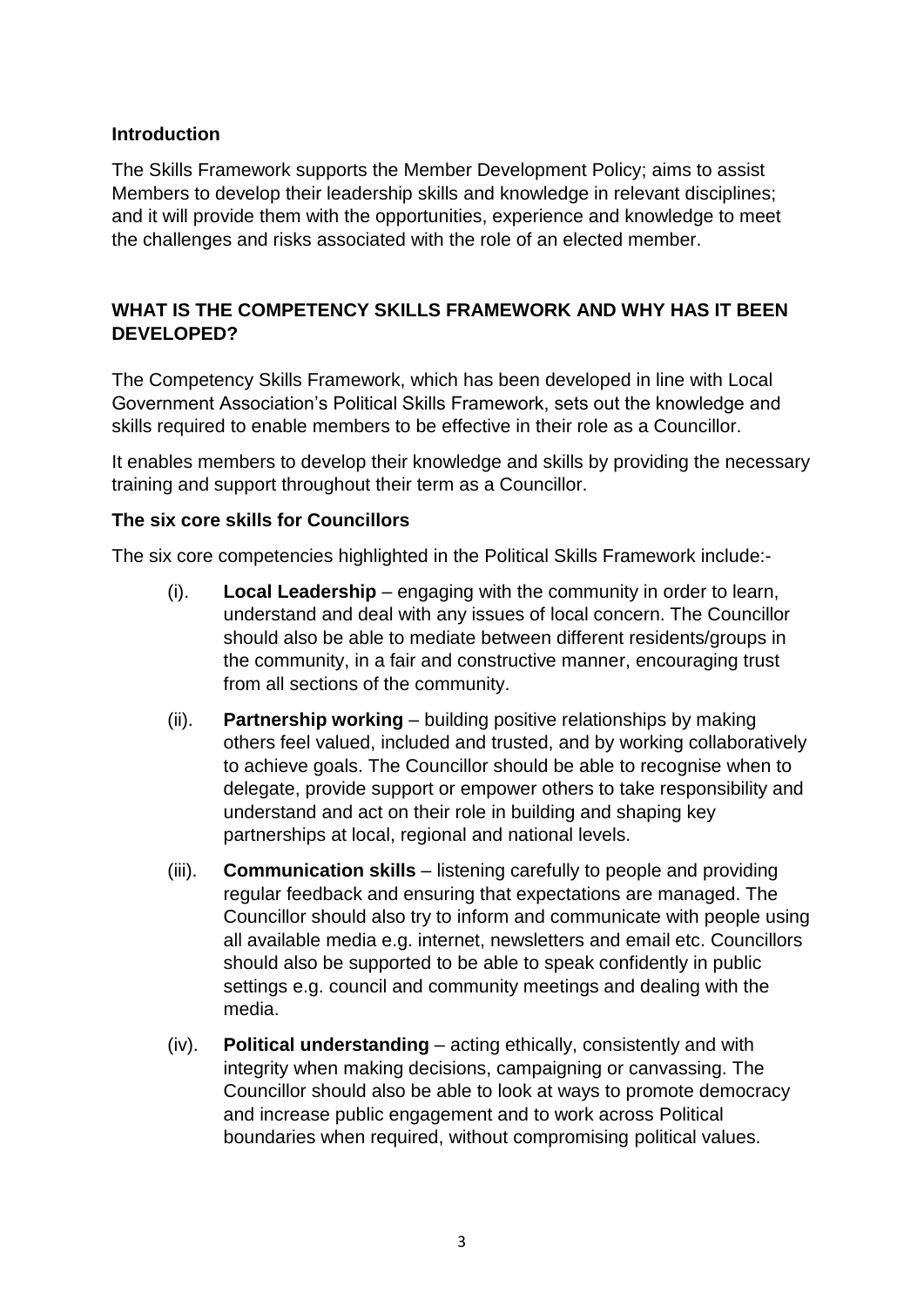## Introduction

The Skills Framework supports the Member Development Policy; aims to assist Members to develop their leadership skills and knowledge in relevant disciplines; and it will provide them with the opportunities, experience and knowledge to meet the challenges and risks associated with the role of an elected member.

## WHAT IS THE COMPETENCY SKILLS FRAMEWORK AND WHY HAS IT BEEN DEVELOPED?

The Competency Skills Framework, which has been developed in line with Local Government Association's Political Skills Framework, sets out the knowledge and skills required to enable members to be effective in their role as a Councillor.

It enables members to develop their knowledge and skills by providing the necessary training and support throughout their term as a Councillor.

### The six core skills for Councillors

The six core competencies highlighted in the Political Skills Framework include:-

(i). **Local Leadership** – engaging with the community in order to learn, understand and deal with any issues of local concern. The Councillor should also be able to mediate between different residents/groups in the community, in a fair and constructive manner, encouraging trust from all sections of the community.

(ii). **Partnership working** – building positive relationships by making others feel valued, included and trusted, and by working collaboratively to achieve goals. The Councillor should be able to recognise when to delegate, provide support or empower others to take responsibility and understand and act on their role in building and shaping key partnerships at local, regional and national levels.

(iii). **Communication skills** – listening carefully to people and providing regular feedback and ensuring that expectations are managed. The Councillor should also try to inform and communicate with people using all available media e.g. internet, newsletters and email etc. Councillors should also be supported to be able to speak confidently in public settings e.g. council and community meetings and dealing with the media.

(iv). **Political understanding** – acting ethically, consistently and with integrity when making decisions, campaigning or canvassing. The Councillor should also be able to look at ways to promote democracy and increase public engagement and to work across Political boundaries when required, without compromising political values.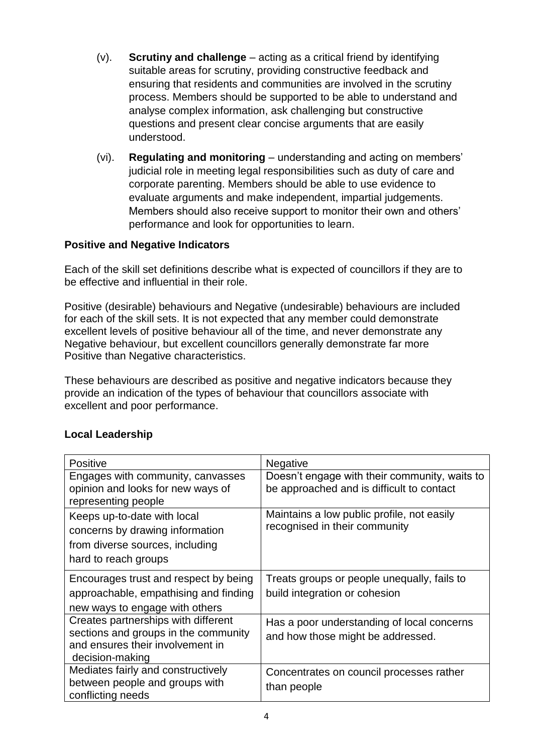(v). **Scrutiny and challenge** – acting as a critical friend by identifying suitable areas for scrutiny, providing constructive feedback and ensuring that residents and communities are involved in the scrutiny process. Members should be supported to be able to understand and analyse complex information, ask challenging but constructive questions and present clear concise arguments that are easily understood.

(vi). **Regulating and monitoring** – understanding and acting on members' judicial role in meeting legal responsibilities such as duty of care and corporate parenting. Members should be able to use evidence to evaluate arguments and make independent, impartial judgements. Members should also receive support to monitor their own and others' performance and look for opportunities to learn.

**Positive and Negative Indicators**

Each of the skill set definitions describe what is expected of councillors if they are to be effective and influential in their role.

Positive (desirable) behaviours and Negative (undesirable) behaviours are included for each of the skill sets. It is not expected that any member could demonstrate excellent levels of positive behaviour all of the time, and never demonstrate any Negative behaviour, but excellent councillors generally demonstrate far more Positive than Negative characteristics.

These behaviours are described as positive and negative indicators because they provide an indication of the types of behaviour that councillors associate with excellent and poor performance.

**Local Leadership**

| Positive | Negative |
| --- | --- |
| Engages with community, canvasses opinion and looks for new ways of representing people | Doesn't engage with their community, waits to be approached and is difficult to contact |
| Keeps up-to-date with local concerns by drawing information from diverse sources, including hard to reach groups | Maintains a low public profile, not easily recognised in their community |
| Encourages trust and respect by being approachable, empathising and finding new ways to engage with others | Treats groups or people unequally, fails to build integration or cohesion |
| Creates partnerships with different sections and groups in the community and ensures their involvement in decision-making | Has a poor understanding of local concerns and how those might be addressed. |
| Mediates fairly and constructively between people and groups with conflicting needs | Concentrates on council processes rather than people |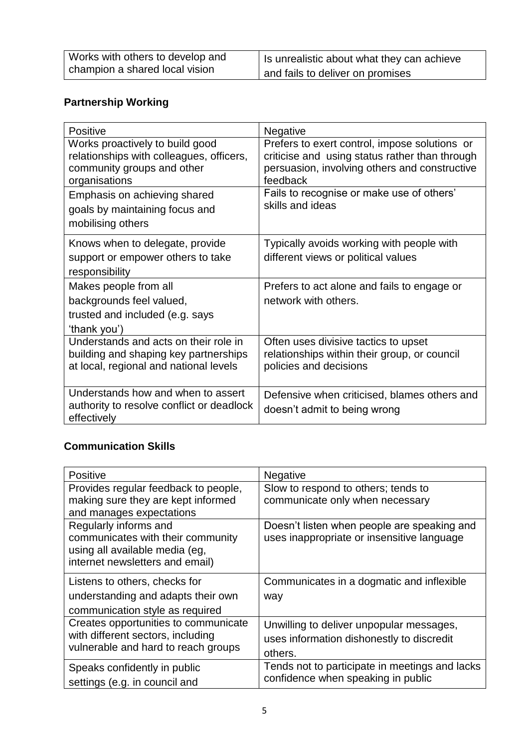| Works with others to develop and champion a shared local vision | Is unrealistic about what they can achieve and fails to deliver on promises |
|---|---|

## Partnership Working

| Positive | Negative |
|---|---|
| Works proactively to build good relationships with colleagues, officers, community groups and other organisations | Prefers to exert control, impose solutions or criticise and using status rather than through persuasion, involving others and constructive feedback |
| Emphasis on achieving shared goals by maintaining focus and mobilising others | Fails to recognise or make use of others' skills and ideas |
| Knows when to delegate, provide support or empower others to take responsibility | Typically avoids working with people with different views or political values |
| Makes people from all backgrounds feel valued, trusted and included (e.g. says 'thank you') | Prefers to act alone and fails to engage or network with others. |
| Understands and acts on their role in building and shaping key partnerships at local, regional and national levels | Often uses divisive tactics to upset relationships within their group, or council policies and decisions |
| Understands how and when to assert authority to resolve conflict or deadlock effectively | Defensive when criticised, blames others and doesn't admit to being wrong |

## Communication Skills

| Positive | Negative |
|---|---|
| Provides regular feedback to people, making sure they are kept informed and manages expectations | Slow to respond to others; tends to communicate only when necessary |
| Regularly informs and communicates with their community using all available media (eg, internet newsletters and email) | Doesn't listen when people are speaking and uses inappropriate or insensitive language |
| Listens to others, checks for understanding and adapts their own communication style as required | Communicates in a dogmatic and inflexible way |
| Creates opportunities to communicate with different sectors, including vulnerable and hard to reach groups | Unwilling to deliver unpopular messages, uses information dishonestly to discredit others. |
| Speaks confidently in public settings (e.g. in council and | Tends not to participate in meetings and lacks confidence when speaking in public |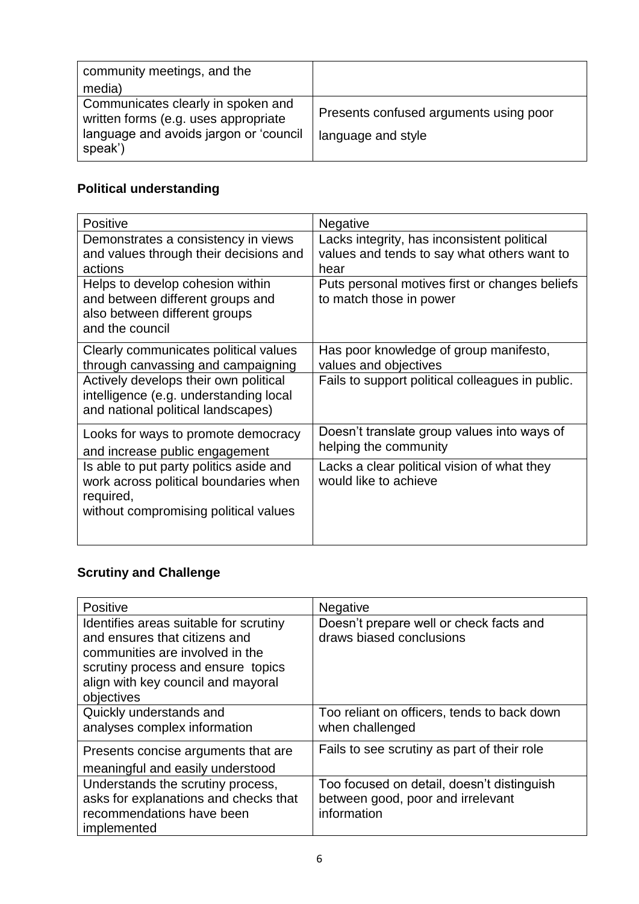| community meetings, and the media) | |
|---|---|
| Communicates clearly in spoken and written forms (e.g. uses appropriate language and avoids jargon or 'council speak') | Presents confused arguments using poor language and style |

**Political understanding**

| Positive | Negative |
|---|---|
| Demonstrates a consistency in views and values through their decisions and actions | Lacks integrity, has inconsistent political values and tends to say what others want to hear |
| Helps to develop cohesion within and between different groups and also between different groups and the council | Puts personal motives first or changes beliefs to match those in power |
| Clearly communicates political values through canvassing and campaigning | Has poor knowledge of group manifesto, values and objectives |
| Actively develops their own political intelligence (e.g. understanding local and national political landscapes) | Fails to support political colleagues in public. |
| Looks for ways to promote democracy and increase public engagement | Doesn't translate group values into ways of helping the community |
| Is able to put party politics aside and work across political boundaries when required, without compromising political values | Lacks a clear political vision of what they would like to achieve |

**Scrutiny and Challenge**

| Positive | Negative |
|---|---|
| Identifies areas suitable for scrutiny and ensures that citizens and communities are involved in the scrutiny process and ensure topics align with key council and mayoral objectives | Doesn't prepare well or check facts and draws biased conclusions |
| Quickly understands and analyses complex information | Too reliant on officers, tends to back down when challenged |
| Presents concise arguments that are meaningful and easily understood | Fails to see scrutiny as part of their role |
| Understands the scrutiny process, asks for explanations and checks that recommendations have been implemented | Too focused on detail, doesn't distinguish between good, poor and irrelevant information |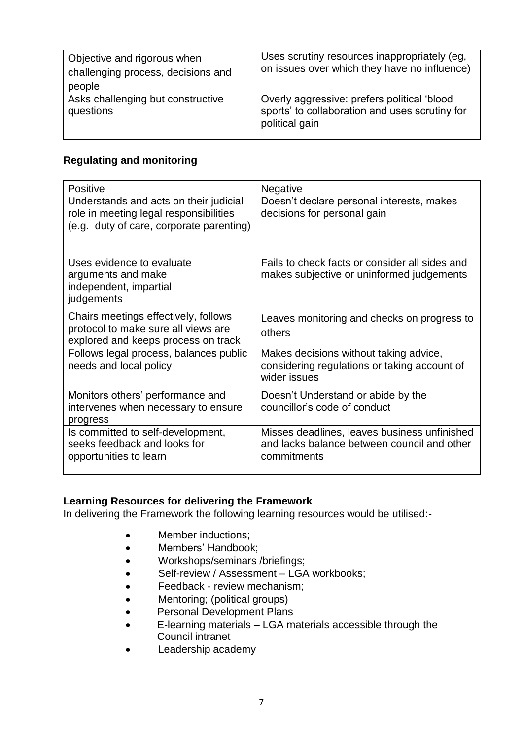| | |
|---|---|
| Objective and rigorous when challenging process, decisions and people | Uses scrutiny resources inappropriately (eg, on issues over which they have no influence) |
| Asks challenging but constructive questions | Overly aggressive: prefers political 'blood sports' to collaboration and uses scrutiny for political gain |

**Regulating and monitoring**

| Positive | Negative |
|---|---|
| Understands and acts on their judicial role in meeting legal responsibilities (e.g. duty of care, corporate parenting) | Doesn't declare personal interests, makes decisions for personal gain |
| Uses evidence to evaluate arguments and make independent, impartial judgements | Fails to check facts or consider all sides and makes subjective or uninformed judgements |
| Chairs meetings effectively, follows protocol to make sure all views are explored and keeps process on track | Leaves monitoring and checks on progress to others |
| Follows legal process, balances public needs and local policy | Makes decisions without taking advice, considering regulations or taking account of wider issues |
| Monitors others' performance and intervenes when necessary to ensure progress | Doesn't Understand or abide by the councillor's code of conduct |
| Is committed to self-development, seeks feedback and looks for opportunities to learn | Misses deadlines, leaves business unfinished and lacks balance between council and other commitments |

**Learning Resources for delivering the Framework**

In delivering the Framework the following learning resources would be utilised:-

- Member inductions;
- Members' Handbook;
- Workshops/seminars /briefings;
- Self-review / Assessment – LGA workbooks;
- Feedback - review mechanism;
- Mentoring; (political groups)
- Personal Development Plans
- E-learning materials – LGA materials accessible through the Council intranet
- Leadership academy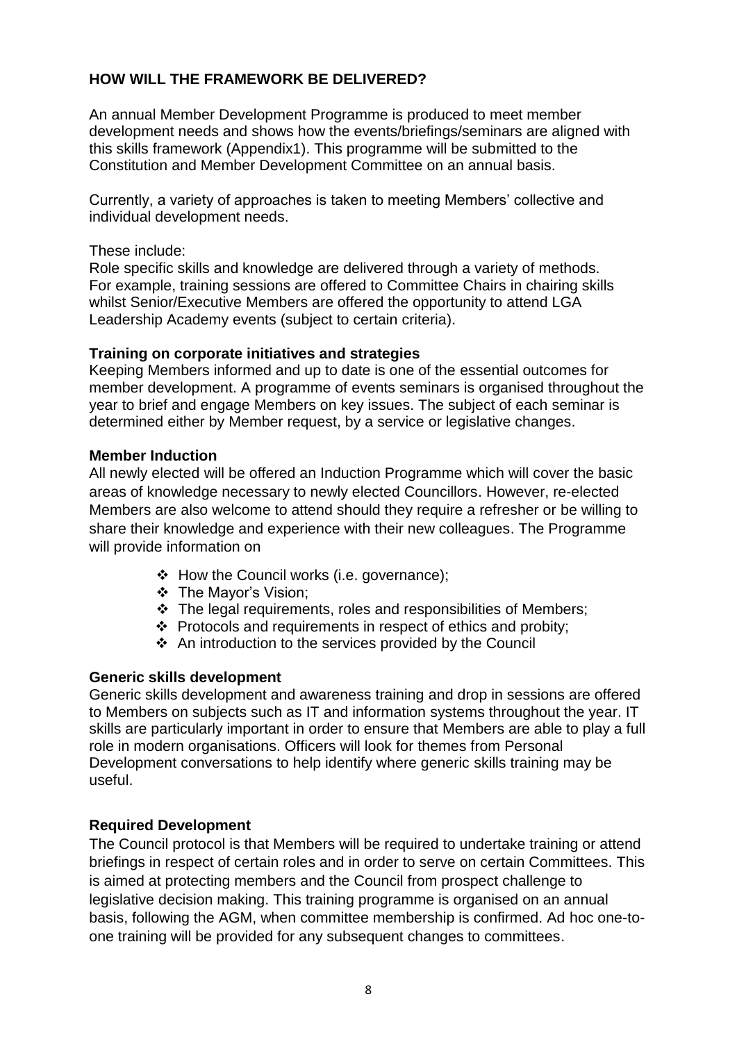## HOW WILL THE FRAMEWORK BE DELIVERED?

An annual Member Development Programme is produced to meet member development needs and shows how the events/briefings/seminars are aligned with this skills framework (Appendix1). This programme will be submitted to the Constitution and Member Development Committee on an annual basis.

Currently, a variety of approaches is taken to meeting Members' collective and individual development needs.

These include:
Role specific skills and knowledge are delivered through a variety of methods. For example, training sessions are offered to Committee Chairs in chairing skills whilst Senior/Executive Members are offered the opportunity to attend LGA Leadership Academy events (subject to certain criteria).

**Training on corporate initiatives and strategies**
Keeping Members informed and up to date is one of the essential outcomes for member development. A programme of events seminars is organised throughout the year to brief and engage Members on key issues. The subject of each seminar is determined either by Member request, by a service or legislative changes.

**Member Induction**
All newly elected will be offered an Induction Programme which will cover the basic areas of knowledge necessary to newly elected Councillors. However, re-elected Members are also welcome to attend should they require a refresher or be willing to share their knowledge and experience with their new colleagues. The Programme will provide information on

- How the Council works (i.e. governance);
- The Mayor's Vision;
- The legal requirements, roles and responsibilities of Members;
- Protocols and requirements in respect of ethics and probity;
- An introduction to the services provided by the Council

**Generic skills development**
Generic skills development and awareness training and drop in sessions are offered to Members on subjects such as IT and information systems throughout the year. IT skills are particularly important in order to ensure that Members are able to play a full role in modern organisations. Officers will look for themes from Personal Development conversations to help identify where generic skills training may be useful.

**Required Development**
The Council protocol is that Members will be required to undertake training or attend briefings in respect of certain roles and in order to serve on certain Committees. This is aimed at protecting members and the Council from prospect challenge to legislative decision making. This training programme is organised on an annual basis, following the AGM, when committee membership is confirmed. Ad hoc one-to-one training will be provided for any subsequent changes to committees.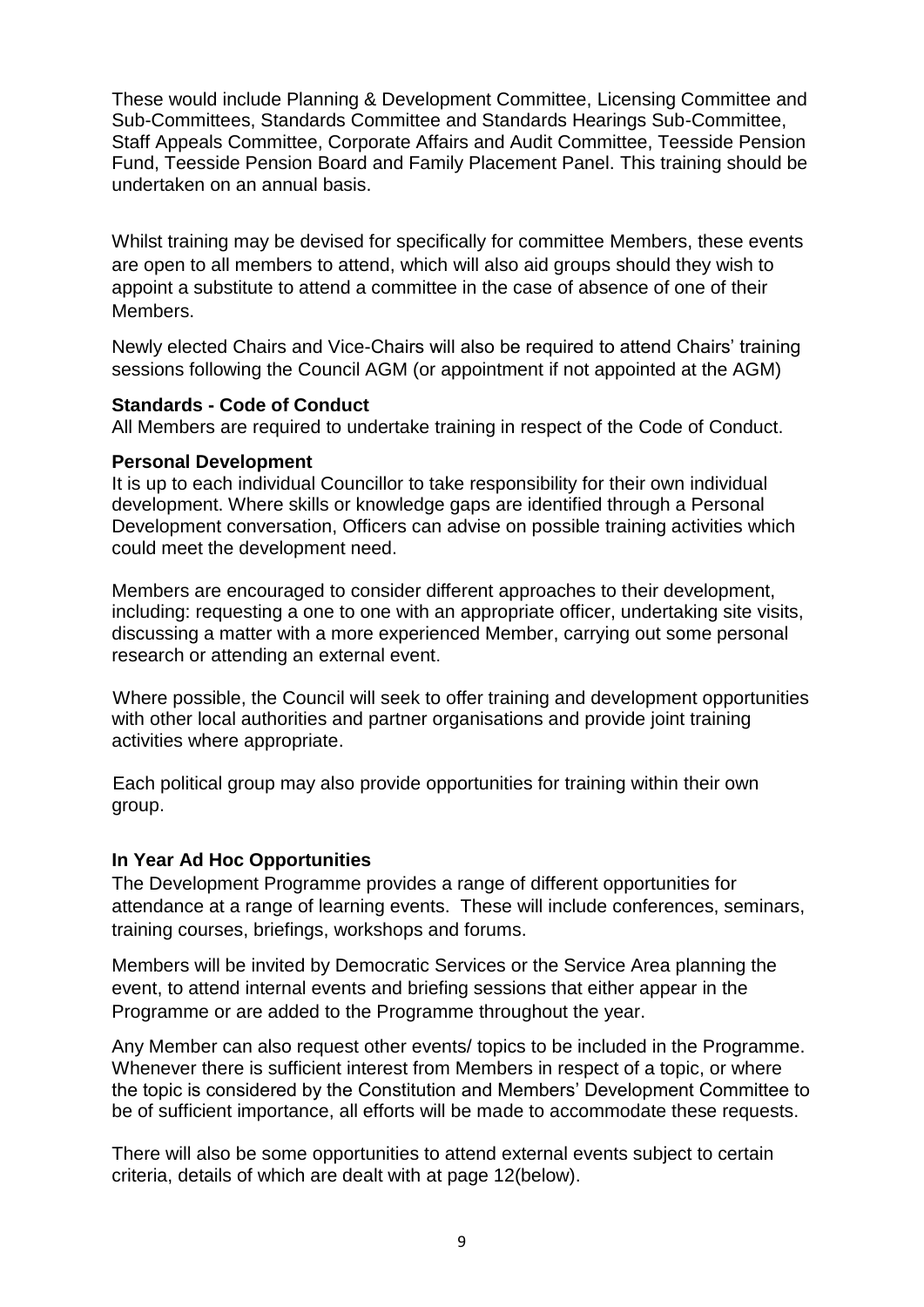These would include Planning & Development Committee, Licensing Committee and Sub-Committees, Standards Committee and Standards Hearings Sub-Committee, Staff Appeals Committee, Corporate Affairs and Audit Committee, Teesside Pension Fund, Teesside Pension Board and Family Placement Panel. This training should be undertaken on an annual basis.

Whilst training may be devised for specifically for committee Members, these events are open to all members to attend, which will also aid groups should they wish to appoint a substitute to attend a committee in the case of absence of one of their Members.

Newly elected Chairs and Vice-Chairs will also be required to attend Chairs' training sessions following the Council AGM (or appointment if not appointed at the AGM)

**Standards - Code of Conduct**

All Members are required to undertake training in respect of the Code of Conduct.

**Personal Development**

It is up to each individual Councillor to take responsibility for their own individual development. Where skills or knowledge gaps are identified through a Personal Development conversation, Officers can advise on possible training activities which could meet the development need.

Members are encouraged to consider different approaches to their development, including: requesting a one to one with an appropriate officer, undertaking site visits, discussing a matter with a more experienced Member, carrying out some personal research or attending an external event.

Where possible, the Council will seek to offer training and development opportunities with other local authorities and partner organisations and provide joint training activities where appropriate.

Each political group may also provide opportunities for training within their own group.

**In Year Ad Hoc Opportunities**

The Development Programme provides a range of different opportunities for attendance at a range of learning events. These will include conferences, seminars, training courses, briefings, workshops and forums.

Members will be invited by Democratic Services or the Service Area planning the event, to attend internal events and briefing sessions that either appear in the Programme or are added to the Programme throughout the year.

Any Member can also request other events/ topics to be included in the Programme. Whenever there is sufficient interest from Members in respect of a topic, or where the topic is considered by the Constitution and Members' Development Committee to be of sufficient importance, all efforts will be made to accommodate these requests.

There will also be some opportunities to attend external events subject to certain criteria, details of which are dealt with at page 12(below).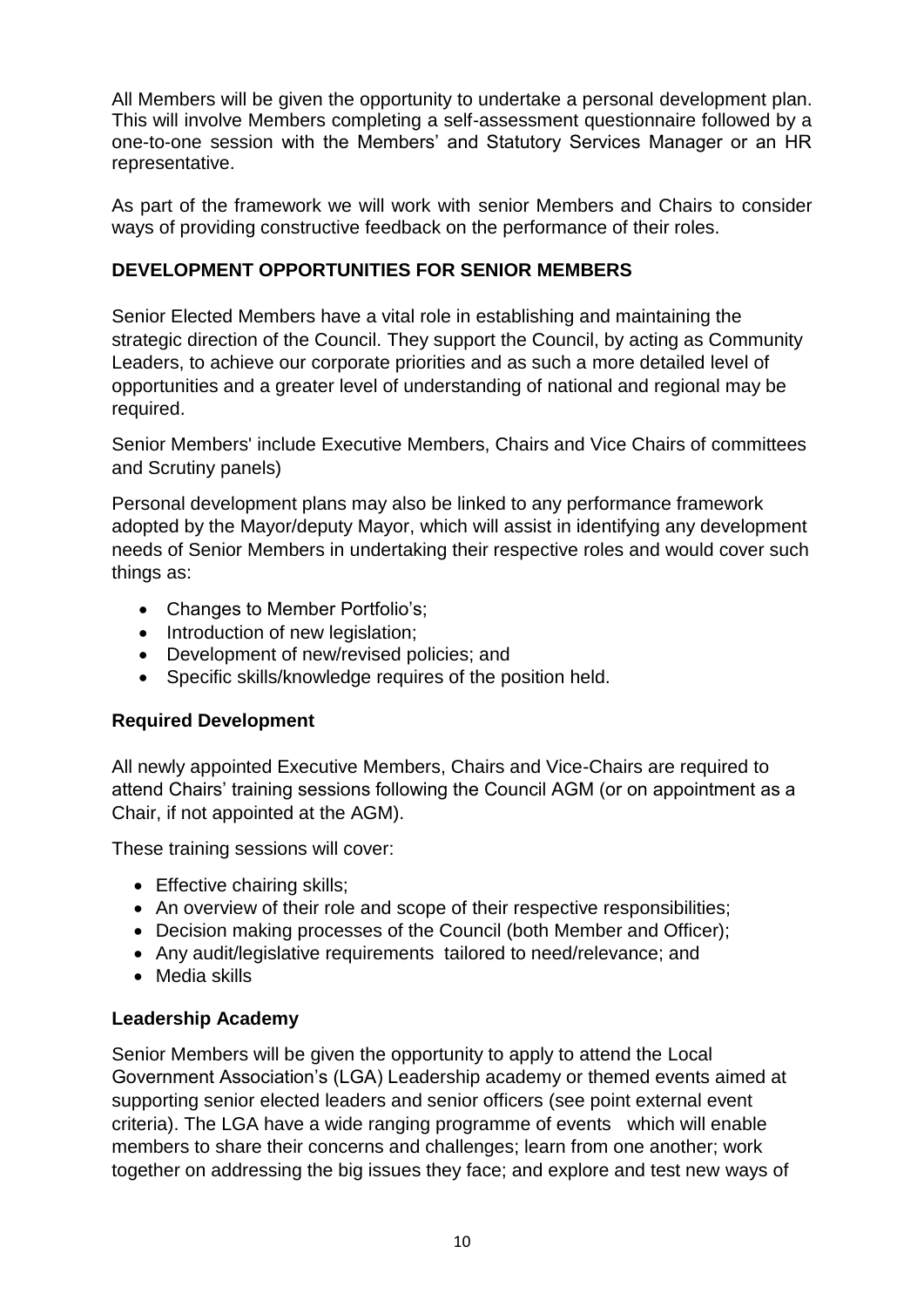All Members will be given the opportunity to undertake a personal development plan. This will involve Members completing a self-assessment questionnaire followed by a one-to-one session with the Members' and Statutory Services Manager or an HR representative.

As part of the framework we will work with senior Members and Chairs to consider ways of providing constructive feedback on the performance of their roles.

## DEVELOPMENT OPPORTUNITIES FOR SENIOR MEMBERS

Senior Elected Members have a vital role in establishing and maintaining the strategic direction of the Council. They support the Council, by acting as Community Leaders, to achieve our corporate priorities and as such a more detailed level of opportunities and a greater level of understanding of national and regional may be required.

Senior Members' include Executive Members, Chairs and Vice Chairs of committees and Scrutiny panels)

Personal development plans may also be linked to any performance framework adopted by the Mayor/deputy Mayor, which will assist in identifying any development needs of Senior Members in undertaking their respective roles and would cover such things as:

- Changes to Member Portfolio's;
- Introduction of new legislation;
- Development of new/revised policies; and
- Specific skills/knowledge requires of the position held.

### Required Development

All newly appointed Executive Members, Chairs and Vice-Chairs are required to attend Chairs' training sessions following the Council AGM (or on appointment as a Chair, if not appointed at the AGM).

These training sessions will cover:

- Effective chairing skills;
- An overview of their role and scope of their respective responsibilities;
- Decision making processes of the Council (both Member and Officer);
- Any audit/legislative requirements tailored to need/relevance; and
- Media skills

### Leadership Academy

Senior Members will be given the opportunity to apply to attend the Local Government Association's (LGA) Leadership academy or themed events aimed at supporting senior elected leaders and senior officers (see point external event criteria). The LGA have a wide ranging programme of events which will enable members to share their concerns and challenges; learn from one another; work together on addressing the big issues they face; and explore and test new ways of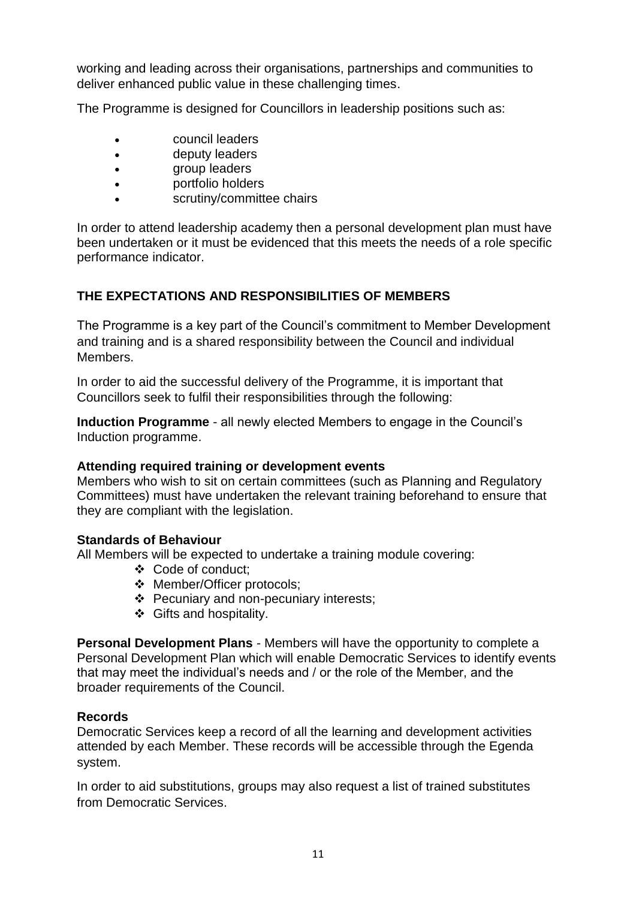working and leading across their organisations, partnerships and communities to deliver enhanced public value in these challenging times.

The Programme is designed for Councillors in leadership positions such as:

- council leaders
- deputy leaders
- group leaders
- portfolio holders
- scrutiny/committee chairs

In order to attend leadership academy then a personal development plan must have been undertaken or it must be evidenced that this meets the needs of a role specific performance indicator.

## THE EXPECTATIONS AND RESPONSIBILITIES OF MEMBERS

The Programme is a key part of the Council's commitment to Member Development and training and is a shared responsibility between the Council and individual Members.

In order to aid the successful delivery of the Programme, it is important that Councillors seek to fulfil their responsibilities through the following:

**Induction Programme** - all newly elected Members to engage in the Council's Induction programme.

**Attending required training or development events**
Members who wish to sit on certain committees (such as Planning and Regulatory Committees) must have undertaken the relevant training beforehand to ensure that they are compliant with the legislation.

**Standards of Behaviour**
All Members will be expected to undertake a training module covering:

- Code of conduct;
- Member/Officer protocols;
- Pecuniary and non-pecuniary interests;
- Gifts and hospitality.

**Personal Development Plans** - Members will have the opportunity to complete a Personal Development Plan which will enable Democratic Services to identify events that may meet the individual's needs and / or the role of the Member, and the broader requirements of the Council.

**Records**
Democratic Services keep a record of all the learning and development activities attended by each Member. These records will be accessible through the Egenda system.

In order to aid substitutions, groups may also request a list of trained substitutes from Democratic Services.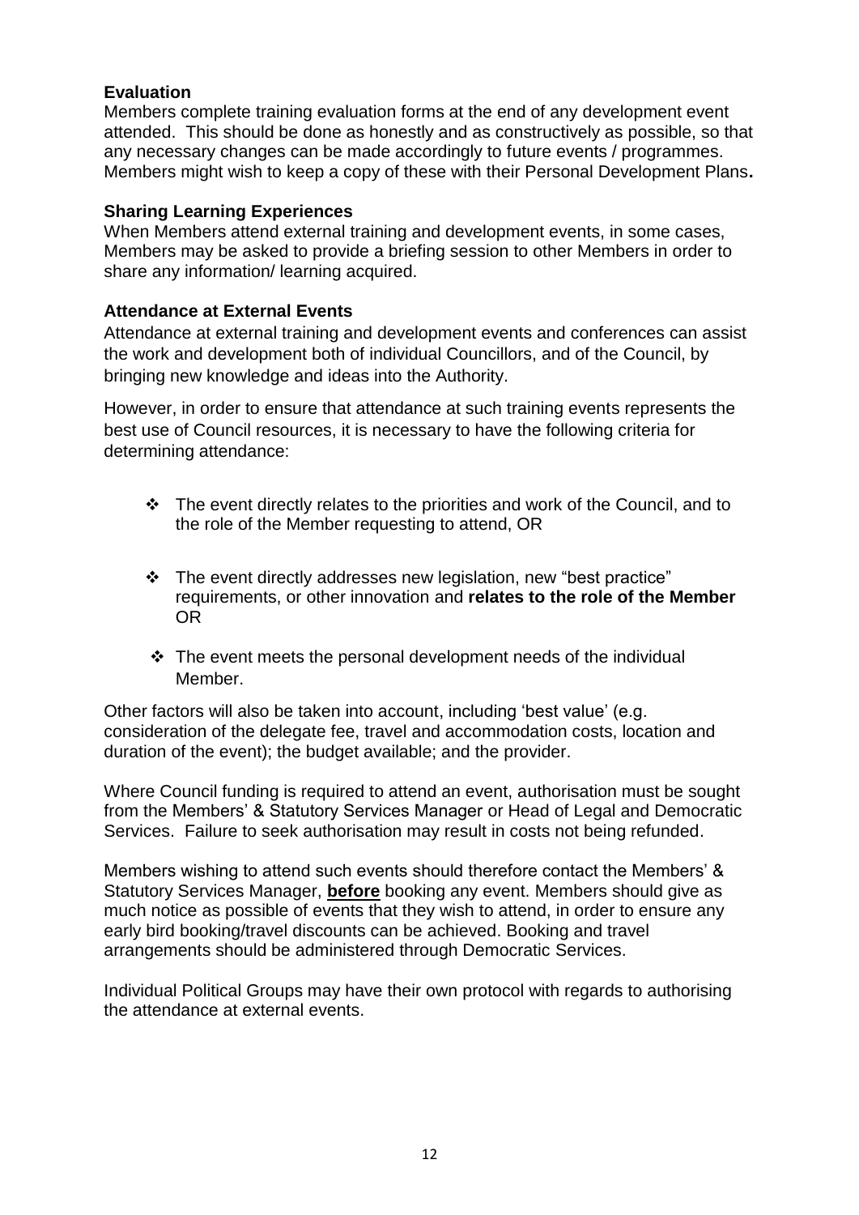### Evaluation

Members complete training evaluation forms at the end of any development event attended. This should be done as honestly and as constructively as possible, so that any necessary changes can be made accordingly to future events / programmes. Members might wish to keep a copy of these with their Personal Development Plans**.**

### Sharing Learning Experiences

When Members attend external training and development events, in some cases, Members may be asked to provide a briefing session to other Members in order to share any information/ learning acquired.

### Attendance at External Events

Attendance at external training and development events and conferences can assist the work and development both of individual Councillors, and of the Council, by bringing new knowledge and ideas into the Authority.

However, in order to ensure that attendance at such training events represents the best use of Council resources, it is necessary to have the following criteria for determining attendance:

- The event directly relates to the priorities and work of the Council, and to the role of the Member requesting to attend, OR
- The event directly addresses new legislation, new "best practice" requirements, or other innovation and **relates to the role of the Member** OR
- The event meets the personal development needs of the individual Member.

Other factors will also be taken into account, including 'best value' (e.g. consideration of the delegate fee, travel and accommodation costs, location and duration of the event); the budget available; and the provider.

Where Council funding is required to attend an event, authorisation must be sought from the Members' & Statutory Services Manager or Head of Legal and Democratic Services. Failure to seek authorisation may result in costs not being refunded.

Members wishing to attend such events should therefore contact the Members' & Statutory Services Manager, **before** booking any event. Members should give as much notice as possible of events that they wish to attend, in order to ensure any early bird booking/travel discounts can be achieved. Booking and travel arrangements should be administered through Democratic Services.

Individual Political Groups may have their own protocol with regards to authorising the attendance at external events.